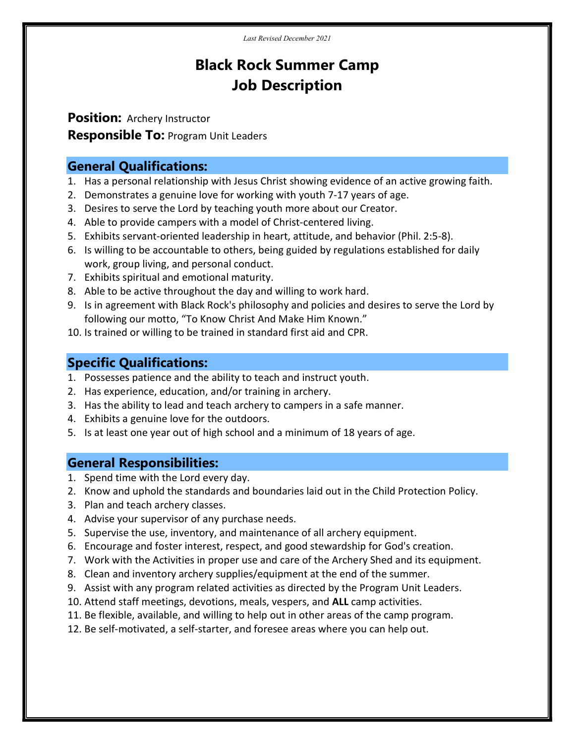*Last Revised December 2021*

# Black Rock Summer Camp
# Job Description

**Position:** Archery Instructor
**Responsible To:** Program Unit Leaders

## General Qualifications:

1. Has a personal relationship with Jesus Christ showing evidence of an active growing faith.
2. Demonstrates a genuine love for working with youth 7-17 years of age.
3. Desires to serve the Lord by teaching youth more about our Creator.
4. Able to provide campers with a model of Christ-centered living.
5. Exhibits servant-oriented leadership in heart, attitude, and behavior (Phil. 2:5-8).
6. Is willing to be accountable to others, being guided by regulations established for daily work, group living, and personal conduct.
7. Exhibits spiritual and emotional maturity.
8. Able to be active throughout the day and willing to work hard.
9. Is in agreement with Black Rock's philosophy and policies and desires to serve the Lord by following our motto, "To Know Christ And Make Him Known."
10. Is trained or willing to be trained in standard first aid and CPR.

## Specific Qualifications:

1. Possesses patience and the ability to teach and instruct youth.
2. Has experience, education, and/or training in archery.
3. Has the ability to lead and teach archery to campers in a safe manner.
4. Exhibits a genuine love for the outdoors.
5. Is at least one year out of high school and a minimum of 18 years of age.

## General Responsibilities:

1. Spend time with the Lord every day.
2. Know and uphold the standards and boundaries laid out in the Child Protection Policy.
3. Plan and teach archery classes.
4. Advise your supervisor of any purchase needs.
5. Supervise the use, inventory, and maintenance of all archery equipment.
6. Encourage and foster interest, respect, and good stewardship for God's creation.
7. Work with the Activities in proper use and care of the Archery Shed and its equipment.
8. Clean and inventory archery supplies/equipment at the end of the summer.
9. Assist with any program related activities as directed by the Program Unit Leaders.
10. Attend staff meetings, devotions, meals, vespers, and **ALL** camp activities.
11. Be flexible, available, and willing to help out in other areas of the camp program.
12. Be self-motivated, a self-starter, and foresee areas where you can help out.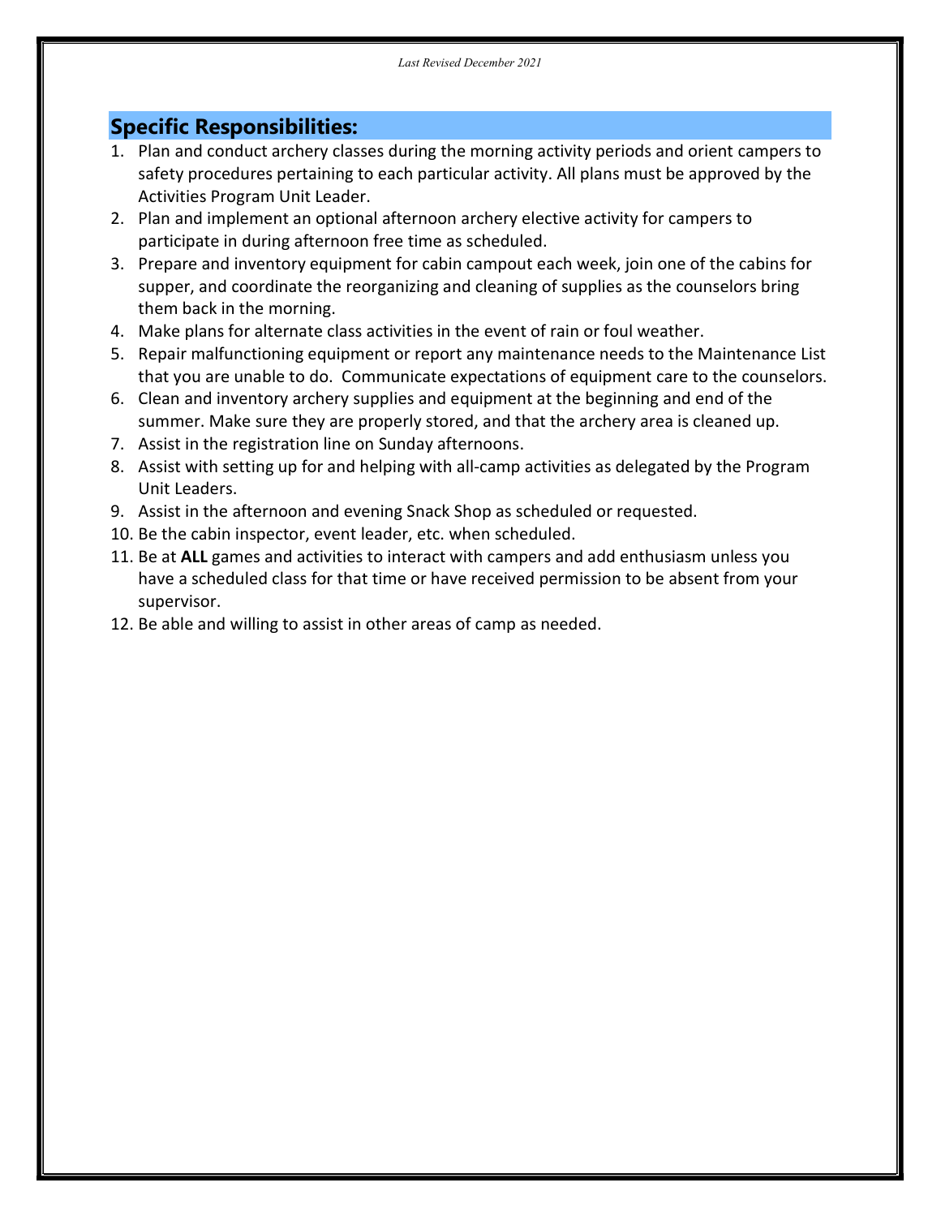## Specific Responsibilities:

1. Plan and conduct archery classes during the morning activity periods and orient campers to safety procedures pertaining to each particular activity. All plans must be approved by the Activities Program Unit Leader.
2. Plan and implement an optional afternoon archery elective activity for campers to participate in during afternoon free time as scheduled.
3. Prepare and inventory equipment for cabin campout each week, join one of the cabins for supper, and coordinate the reorganizing and cleaning of supplies as the counselors bring them back in the morning.
4. Make plans for alternate class activities in the event of rain or foul weather.
5. Repair malfunctioning equipment or report any maintenance needs to the Maintenance List that you are unable to do. Communicate expectations of equipment care to the counselors.
6. Clean and inventory archery supplies and equipment at the beginning and end of the summer. Make sure they are properly stored, and that the archery area is cleaned up.
7. Assist in the registration line on Sunday afternoons.
8. Assist with setting up for and helping with all-camp activities as delegated by the Program Unit Leaders.
9. Assist in the afternoon and evening Snack Shop as scheduled or requested.
10. Be the cabin inspector, event leader, etc. when scheduled.
11. Be at **ALL** games and activities to interact with campers and add enthusiasm unless you have a scheduled class for that time or have received permission to be absent from your supervisor.
12. Be able and willing to assist in other areas of camp as needed.